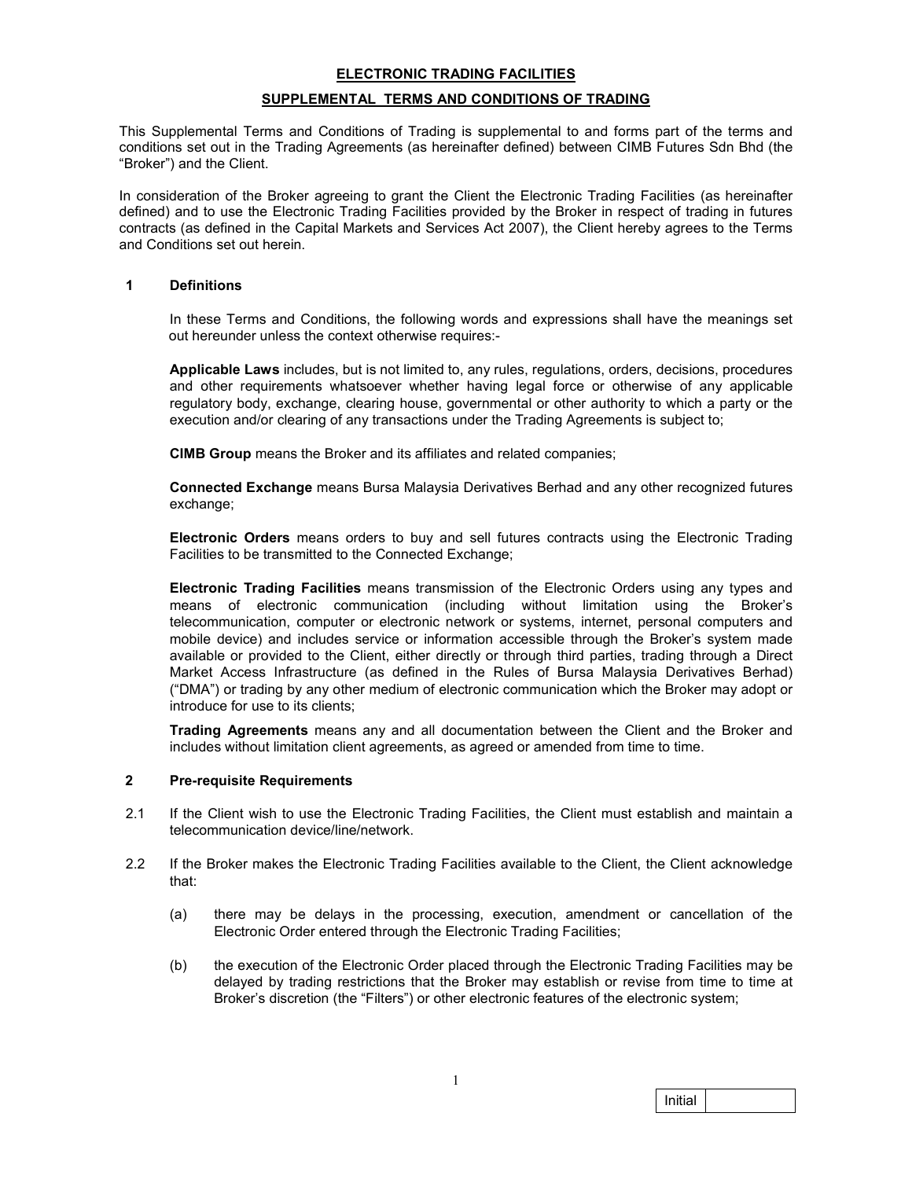# ELECTRONIC TRADING FACILITIES

## SUPPLEMENTAL TERMS AND CONDITIONS OF TRADING

This Supplemental Terms and Conditions of Trading is supplemental to and forms part of the terms and conditions set out in the Trading Agreements (as hereinafter defined) between CIMB Futures Sdn Bhd (the "Broker") and the Client.

In consideration of the Broker agreeing to grant the Client the Electronic Trading Facilities (as hereinafter defined) and to use the Electronic Trading Facilities provided by the Broker in respect of trading in futures contracts (as defined in the Capital Markets and Services Act 2007), the Client hereby agrees to the Terms and Conditions set out herein.

### 1 Definitions

In these Terms and Conditions, the following words and expressions shall have the meanings set out hereunder unless the context otherwise requires:-

**Applicable Laws** includes, but is not limited to, any rules, regulations, orders, decisions, procedures and other requirements whatsoever whether having legal force or otherwise of any applicable regulatory body, exchange, clearing house, governmental or other authority to which a party or the execution and/or clearing of any transactions under the Trading Agreements is subject to;

**CIMB Group** means the Broker and its affiliates and related companies;

**Connected Exchange** means Bursa Malaysia Derivatives Berhad and any other recognized futures exchange;

**Electronic Orders** means orders to buy and sell futures contracts using the Electronic Trading Facilities to be transmitted to the Connected Exchange;

**Electronic Trading Facilities** means transmission of the Electronic Orders using any types and means of electronic communication (including without limitation using the Broker's telecommunication, computer or electronic network or systems, internet, personal computers and mobile device) and includes service or information accessible through the Broker's system made available or provided to the Client, either directly or through third parties, trading through a Direct Market Access Infrastructure (as defined in the Rules of Bursa Malaysia Derivatives Berhad) ("DMA") or trading by any other medium of electronic communication which the Broker may adopt or introduce for use to its clients;

**Trading Agreements** means any and all documentation between the Client and the Broker and includes without limitation client agreements, as agreed or amended from time to time.

### 2 Pre-requisite Requirements

2.1 If the Client wish to use the Electronic Trading Facilities, the Client must establish and maintain a telecommunication device/line/network.

2.2 If the Broker makes the Electronic Trading Facilities available to the Client, the Client acknowledge that:

(a) there may be delays in the processing, execution, amendment or cancellation of the Electronic Order entered through the Electronic Trading Facilities;

(b) the execution of the Electronic Order placed through the Electronic Trading Facilities may be delayed by trading restrictions that the Broker may establish or revise from time to time at Broker's discretion (the "Filters") or other electronic features of the electronic system;

| Initial | |
|---|---|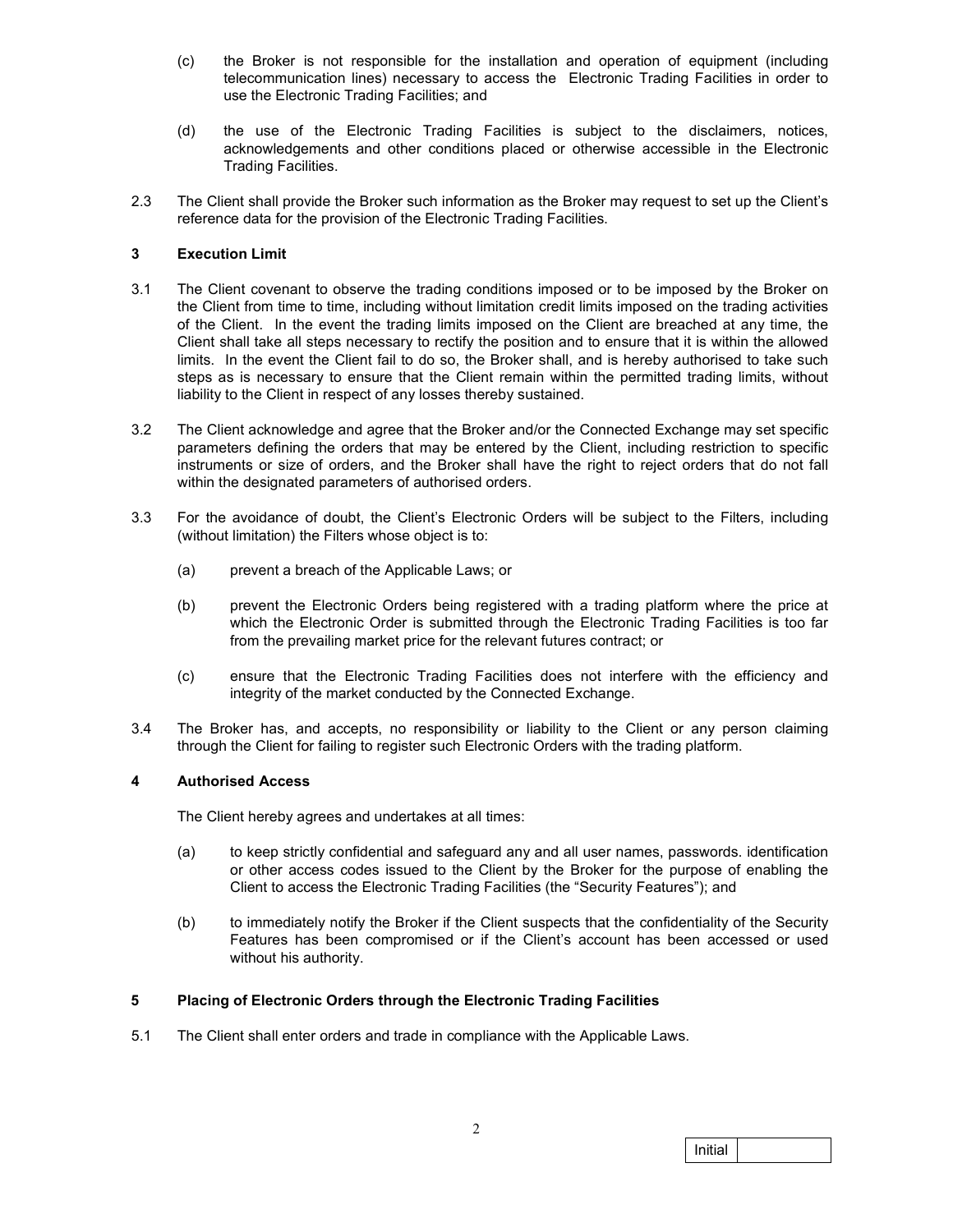(c) the Broker is not responsible for the installation and operation of equipment (including telecommunication lines) necessary to access the Electronic Trading Facilities in order to use the Electronic Trading Facilities; and

(d) the use of the Electronic Trading Facilities is subject to the disclaimers, notices, acknowledgements and other conditions placed or otherwise accessible in the Electronic Trading Facilities.

2.3 The Client shall provide the Broker such information as the Broker may request to set up the Client's reference data for the provision of the Electronic Trading Facilities.

## 3 Execution Limit

3.1 The Client covenant to observe the trading conditions imposed or to be imposed by the Broker on the Client from time to time, including without limitation credit limits imposed on the trading activities of the Client. In the event the trading limits imposed on the Client are breached at any time, the Client shall take all steps necessary to rectify the position and to ensure that it is within the allowed limits. In the event the Client fail to do so, the Broker shall, and is hereby authorised to take such steps as is necessary to ensure that the Client remain within the permitted trading limits, without liability to the Client in respect of any losses thereby sustained.

3.2 The Client acknowledge and agree that the Broker and/or the Connected Exchange may set specific parameters defining the orders that may be entered by the Client, including restriction to specific instruments or size of orders, and the Broker shall have the right to reject orders that do not fall within the designated parameters of authorised orders.

3.3 For the avoidance of doubt, the Client's Electronic Orders will be subject to the Filters, including (without limitation) the Filters whose object is to:

(a) prevent a breach of the Applicable Laws; or

(b) prevent the Electronic Orders being registered with a trading platform where the price at which the Electronic Order is submitted through the Electronic Trading Facilities is too far from the prevailing market price for the relevant futures contract; or

(c) ensure that the Electronic Trading Facilities does not interfere with the efficiency and integrity of the market conducted by the Connected Exchange.

3.4 The Broker has, and accepts, no responsibility or liability to the Client or any person claiming through the Client for failing to register such Electronic Orders with the trading platform.

## 4 Authorised Access

The Client hereby agrees and undertakes at all times:

(a) to keep strictly confidential and safeguard any and all user names, passwords. identification or other access codes issued to the Client by the Broker for the purpose of enabling the Client to access the Electronic Trading Facilities (the "Security Features"); and

(b) to immediately notify the Broker if the Client suspects that the confidentiality of the Security Features has been compromised or if the Client's account has been accessed or used without his authority.

## 5 Placing of Electronic Orders through the Electronic Trading Facilities

5.1 The Client shall enter orders and trade in compliance with the Applicable Laws.

| Initial | |
|---|---|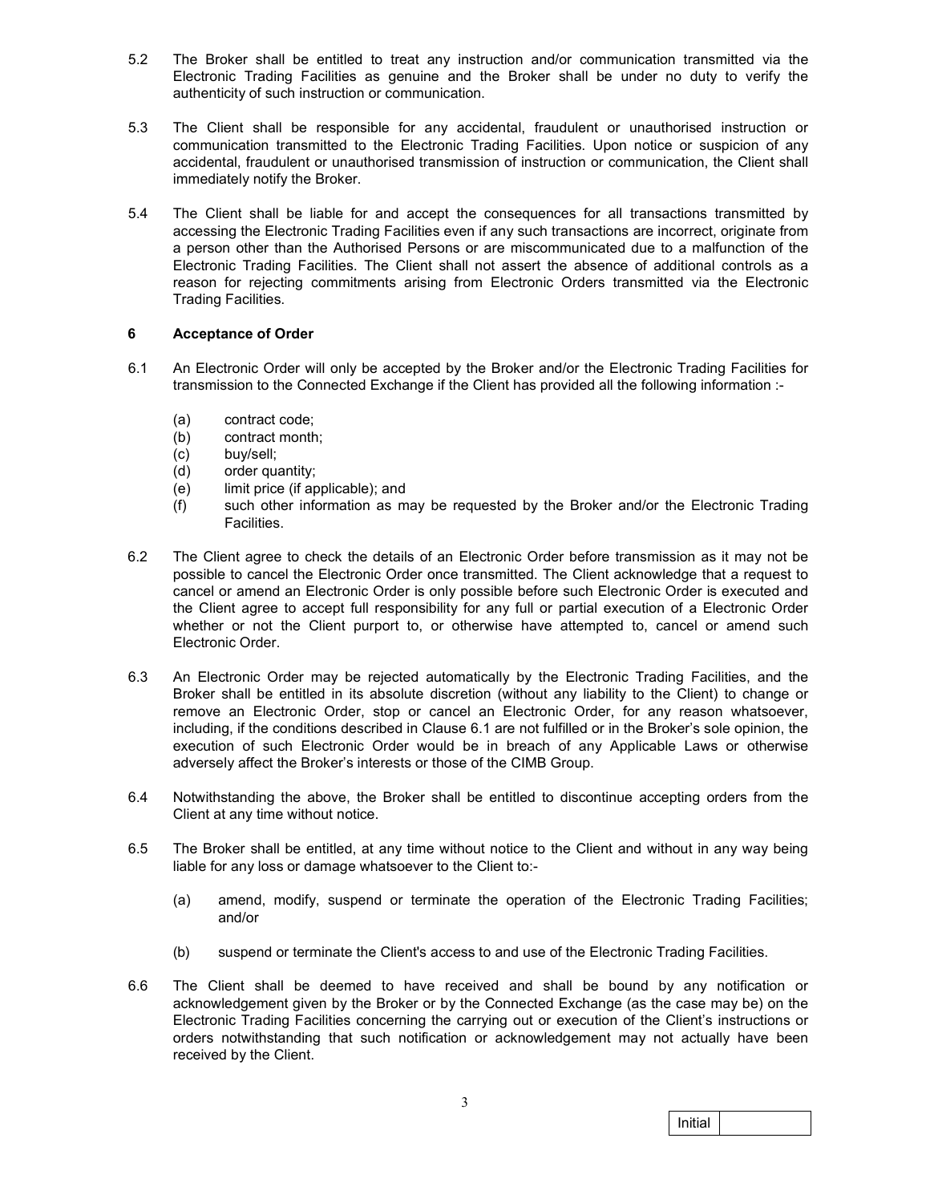5.2 The Broker shall be entitled to treat any instruction and/or communication transmitted via the Electronic Trading Facilities as genuine and the Broker shall be under no duty to verify the authenticity of such instruction or communication.

5.3 The Client shall be responsible for any accidental, fraudulent or unauthorised instruction or communication transmitted to the Electronic Trading Facilities. Upon notice or suspicion of any accidental, fraudulent or unauthorised transmission of instruction or communication, the Client shall immediately notify the Broker.

5.4 The Client shall be liable for and accept the consequences for all transactions transmitted by accessing the Electronic Trading Facilities even if any such transactions are incorrect, originate from a person other than the Authorised Persons or are miscommunicated due to a malfunction of the Electronic Trading Facilities. The Client shall not assert the absence of additional controls as a reason for rejecting commitments arising from Electronic Orders transmitted via the Electronic Trading Facilities.

## 6 Acceptance of Order

6.1 An Electronic Order will only be accepted by the Broker and/or the Electronic Trading Facilities for transmission to the Connected Exchange if the Client has provided all the following information :-

(a) contract code;
(b) contract month;
(c) buy/sell;
(d) order quantity;
(e) limit price (if applicable); and
(f) such other information as may be requested by the Broker and/or the Electronic Trading Facilities.

6.2 The Client agree to check the details of an Electronic Order before transmission as it may not be possible to cancel the Electronic Order once transmitted. The Client acknowledge that a request to cancel or amend an Electronic Order is only possible before such Electronic Order is executed and the Client agree to accept full responsibility for any full or partial execution of a Electronic Order whether or not the Client purport to, or otherwise have attempted to, cancel or amend such Electronic Order.

6.3 An Electronic Order may be rejected automatically by the Electronic Trading Facilities, and the Broker shall be entitled in its absolute discretion (without any liability to the Client) to change or remove an Electronic Order, stop or cancel an Electronic Order, for any reason whatsoever, including, if the conditions described in Clause 6.1 are not fulfilled or in the Broker's sole opinion, the execution of such Electronic Order would be in breach of any Applicable Laws or otherwise adversely affect the Broker's interests or those of the CIMB Group.

6.4 Notwithstanding the above, the Broker shall be entitled to discontinue accepting orders from the Client at any time without notice.

6.5 The Broker shall be entitled, at any time without notice to the Client and without in any way being liable for any loss or damage whatsoever to the Client to:-

(a) amend, modify, suspend or terminate the operation of the Electronic Trading Facilities; and/or

(b) suspend or terminate the Client's access to and use of the Electronic Trading Facilities.

6.6 The Client shall be deemed to have received and shall be bound by any notification or acknowledgement given by the Broker or by the Connected Exchange (as the case may be) on the Electronic Trading Facilities concerning the carrying out or execution of the Client's instructions or orders notwithstanding that such notification or acknowledgement may not actually have been received by the Client.

| Initial | |
|---|---|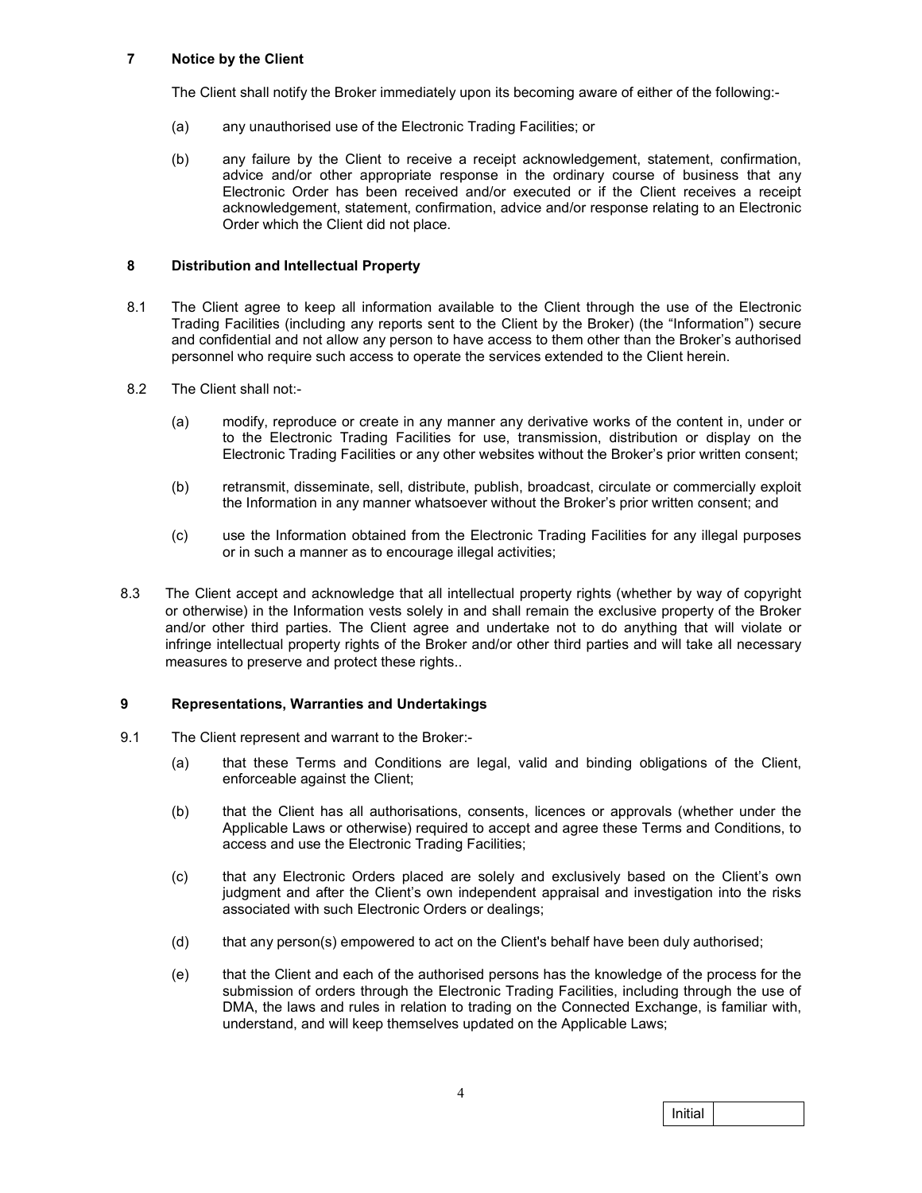## 7 Notice by the Client

The Client shall notify the Broker immediately upon its becoming aware of either of the following:-

(a) any unauthorised use of the Electronic Trading Facilities; or

(b) any failure by the Client to receive a receipt acknowledgement, statement, confirmation, advice and/or other appropriate response in the ordinary course of business that any Electronic Order has been received and/or executed or if the Client receives a receipt acknowledgement, statement, confirmation, advice and/or response relating to an Electronic Order which the Client did not place.

## 8 Distribution and Intellectual Property

8.1 The Client agree to keep all information available to the Client through the use of the Electronic Trading Facilities (including any reports sent to the Client by the Broker) (the "Information") secure and confidential and not allow any person to have access to them other than the Broker's authorised personnel who require such access to operate the services extended to the Client herein.

8.2 The Client shall not:-

(a) modify, reproduce or create in any manner any derivative works of the content in, under or to the Electronic Trading Facilities for use, transmission, distribution or display on the Electronic Trading Facilities or any other websites without the Broker's prior written consent;

(b) retransmit, disseminate, sell, distribute, publish, broadcast, circulate or commercially exploit the Information in any manner whatsoever without the Broker's prior written consent; and

(c) use the Information obtained from the Electronic Trading Facilities for any illegal purposes or in such a manner as to encourage illegal activities;

8.3 The Client accept and acknowledge that all intellectual property rights (whether by way of copyright or otherwise) in the Information vests solely in and shall remain the exclusive property of the Broker and/or other third parties. The Client agree and undertake not to do anything that will violate or infringe intellectual property rights of the Broker and/or other third parties and will take all necessary measures to preserve and protect these rights..

## 9 Representations, Warranties and Undertakings

9.1 The Client represent and warrant to the Broker:-

(a) that these Terms and Conditions are legal, valid and binding obligations of the Client, enforceable against the Client;

(b) that the Client has all authorisations, consents, licences or approvals (whether under the Applicable Laws or otherwise) required to accept and agree these Terms and Conditions, to access and use the Electronic Trading Facilities;

(c) that any Electronic Orders placed are solely and exclusively based on the Client's own judgment and after the Client's own independent appraisal and investigation into the risks associated with such Electronic Orders or dealings;

(d) that any person(s) empowered to act on the Client's behalf have been duly authorised;

(e) that the Client and each of the authorised persons has the knowledge of the process for the submission of orders through the Electronic Trading Facilities, including through the use of DMA, the laws and rules in relation to trading on the Connected Exchange, is familiar with, understand, and will keep themselves updated on the Applicable Laws;

| Initial | |
|---|---|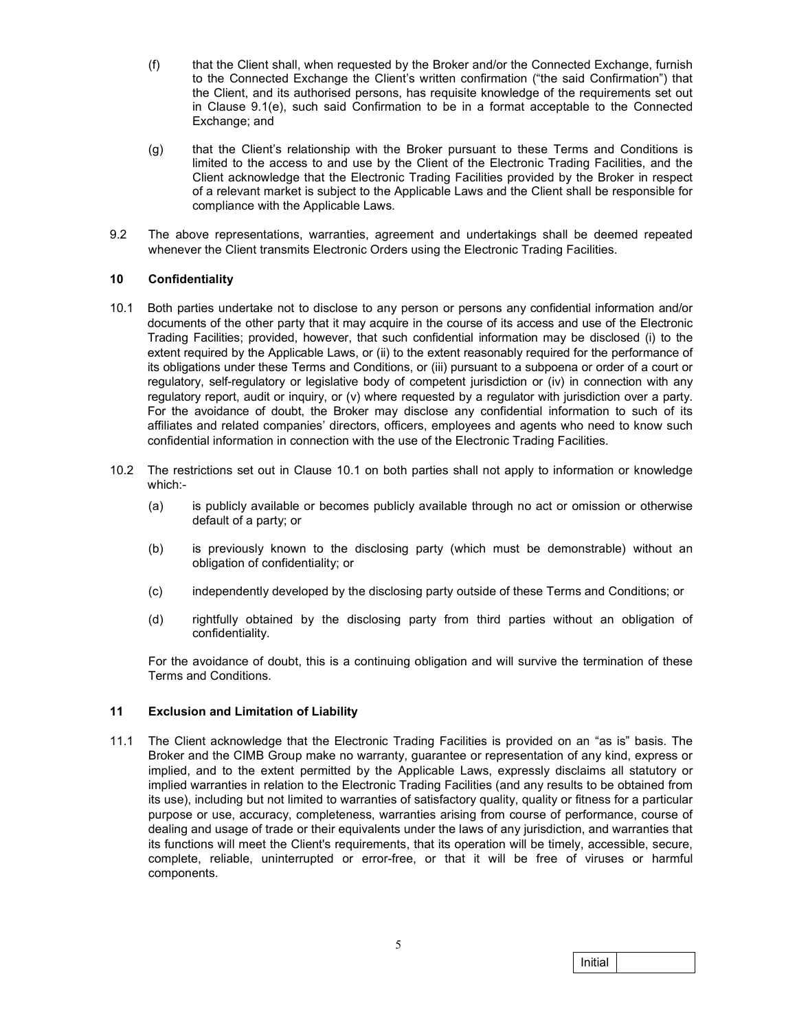(f) that the Client shall, when requested by the Broker and/or the Connected Exchange, furnish to the Connected Exchange the Client's written confirmation ("the said Confirmation") that the Client, and its authorised persons, has requisite knowledge of the requirements set out in Clause 9.1(e), such said Confirmation to be in a format acceptable to the Connected Exchange; and

(g) that the Client's relationship with the Broker pursuant to these Terms and Conditions is limited to the access to and use by the Client of the Electronic Trading Facilities, and the Client acknowledge that the Electronic Trading Facilities provided by the Broker in respect of a relevant market is subject to the Applicable Laws and the Client shall be responsible for compliance with the Applicable Laws.

9.2 The above representations, warranties, agreement and undertakings shall be deemed repeated whenever the Client transmits Electronic Orders using the Electronic Trading Facilities.

## 10 Confidentiality

10.1 Both parties undertake not to disclose to any person or persons any confidential information and/or documents of the other party that it may acquire in the course of its access and use of the Electronic Trading Facilities; provided, however, that such confidential information may be disclosed (i) to the extent required by the Applicable Laws, or (ii) to the extent reasonably required for the performance of its obligations under these Terms and Conditions, or (iii) pursuant to a subpoena or order of a court or regulatory, self-regulatory or legislative body of competent jurisdiction or (iv) in connection with any regulatory report, audit or inquiry, or (v) where requested by a regulator with jurisdiction over a party. For the avoidance of doubt, the Broker may disclose any confidential information to such of its affiliates and related companies' directors, officers, employees and agents who need to know such confidential information in connection with the use of the Electronic Trading Facilities.

10.2 The restrictions set out in Clause 10.1 on both parties shall not apply to information or knowledge which:-

(a) is publicly available or becomes publicly available through no act or omission or otherwise default of a party; or

(b) is previously known to the disclosing party (which must be demonstrable) without an obligation of confidentiality; or

(c) independently developed by the disclosing party outside of these Terms and Conditions; or

(d) rightfully obtained by the disclosing party from third parties without an obligation of confidentiality.

For the avoidance of doubt, this is a continuing obligation and will survive the termination of these Terms and Conditions.

## 11 Exclusion and Limitation of Liability

11.1 The Client acknowledge that the Electronic Trading Facilities is provided on an "as is" basis. The Broker and the CIMB Group make no warranty, guarantee or representation of any kind, express or implied, and to the extent permitted by the Applicable Laws, expressly disclaims all statutory or implied warranties in relation to the Electronic Trading Facilities (and any results to be obtained from its use), including but not limited to warranties of satisfactory quality, quality or fitness for a particular purpose or use, accuracy, completeness, warranties arising from course of performance, course of dealing and usage of trade or their equivalents under the laws of any jurisdiction, and warranties that its functions will meet the Client's requirements, that its operation will be timely, accessible, secure, complete, reliable, uninterrupted or error-free, or that it will be free of viruses or harmful components.

| Initial | |
|---|---|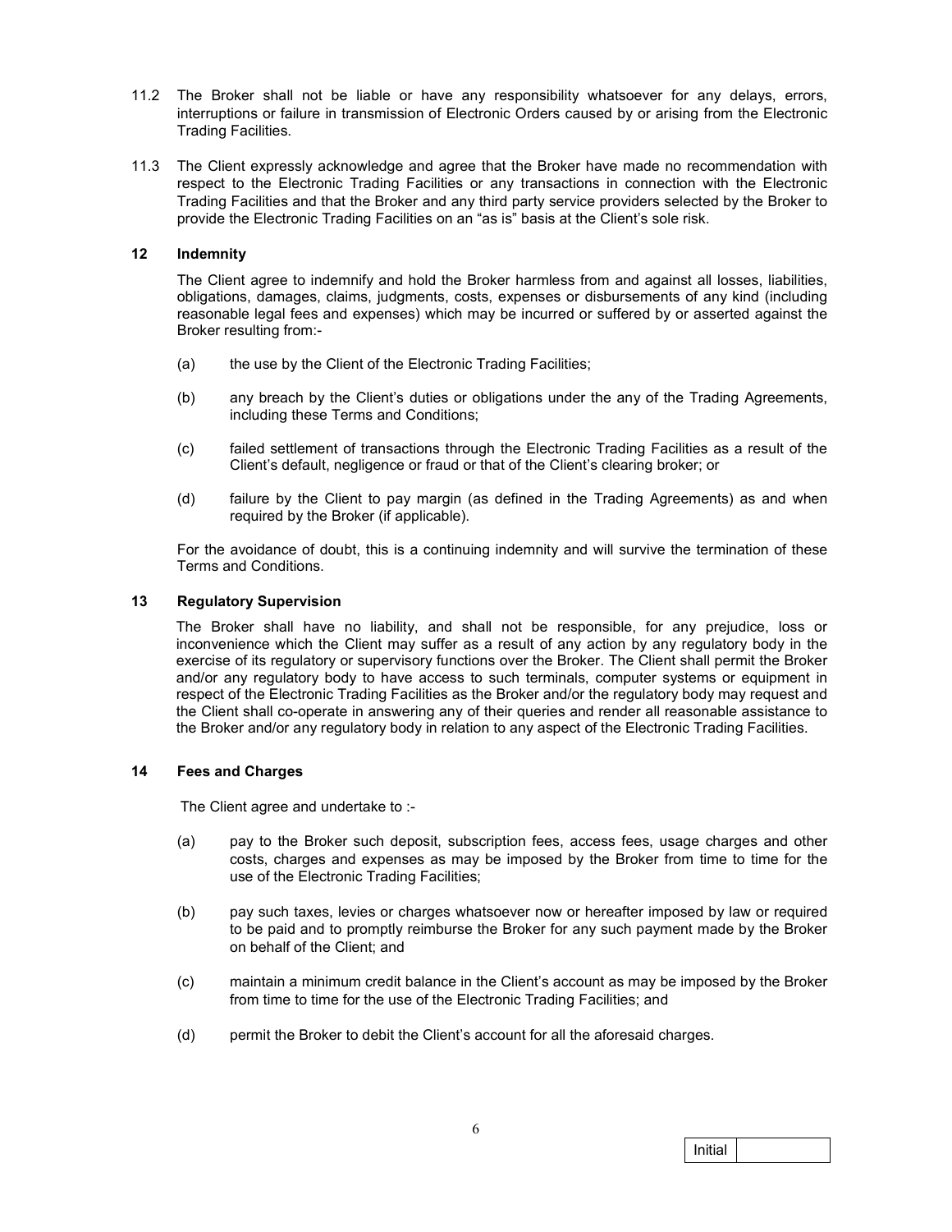11.2 The Broker shall not be liable or have any responsibility whatsoever for any delays, errors, interruptions or failure in transmission of Electronic Orders caused by or arising from the Electronic Trading Facilities.

11.3 The Client expressly acknowledge and agree that the Broker have made no recommendation with respect to the Electronic Trading Facilities or any transactions in connection with the Electronic Trading Facilities and that the Broker and any third party service providers selected by the Broker to provide the Electronic Trading Facilities on an "as is" basis at the Client's sole risk.

## 12 Indemnity

The Client agree to indemnify and hold the Broker harmless from and against all losses, liabilities, obligations, damages, claims, judgments, costs, expenses or disbursements of any kind (including reasonable legal fees and expenses) which may be incurred or suffered by or asserted against the Broker resulting from:-

(a) the use by the Client of the Electronic Trading Facilities;

(b) any breach by the Client's duties or obligations under the any of the Trading Agreements, including these Terms and Conditions;

(c) failed settlement of transactions through the Electronic Trading Facilities as a result of the Client's default, negligence or fraud or that of the Client's clearing broker; or

(d) failure by the Client to pay margin (as defined in the Trading Agreements) as and when required by the Broker (if applicable).

For the avoidance of doubt, this is a continuing indemnity and will survive the termination of these Terms and Conditions.

## 13 Regulatory Supervision

The Broker shall have no liability, and shall not be responsible, for any prejudice, loss or inconvenience which the Client may suffer as a result of any action by any regulatory body in the exercise of its regulatory or supervisory functions over the Broker. The Client shall permit the Broker and/or any regulatory body to have access to such terminals, computer systems or equipment in respect of the Electronic Trading Facilities as the Broker and/or the regulatory body may request and the Client shall co-operate in answering any of their queries and render all reasonable assistance to the Broker and/or any regulatory body in relation to any aspect of the Electronic Trading Facilities.

## 14 Fees and Charges

The Client agree and undertake to :-

(a) pay to the Broker such deposit, subscription fees, access fees, usage charges and other costs, charges and expenses as may be imposed by the Broker from time to time for the use of the Electronic Trading Facilities;

(b) pay such taxes, levies or charges whatsoever now or hereafter imposed by law or required to be paid and to promptly reimburse the Broker for any such payment made by the Broker on behalf of the Client; and

(c) maintain a minimum credit balance in the Client's account as may be imposed by the Broker from time to time for the use of the Electronic Trading Facilities; and

(d) permit the Broker to debit the Client's account for all the aforesaid charges.

| Initial | |
|---|---|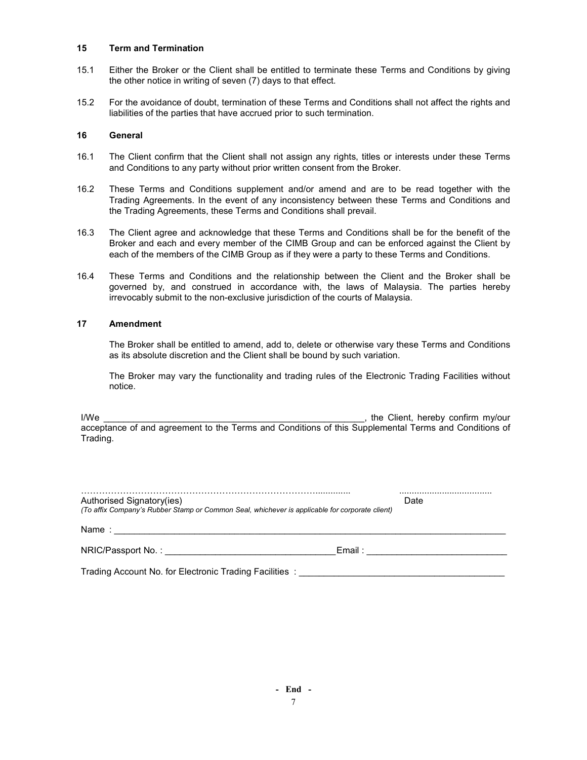## 15 Term and Termination

15.1 Either the Broker or the Client shall be entitled to terminate these Terms and Conditions by giving the other notice in writing of seven (7) days to that effect.

15.2 For the avoidance of doubt, termination of these Terms and Conditions shall not affect the rights and liabilities of the parties that have accrued prior to such termination.

## 16 General

16.1 The Client confirm that the Client shall not assign any rights, titles or interests under these Terms and Conditions to any party without prior written consent from the Broker.

16.2 These Terms and Conditions supplement and/or amend and are to be read together with the Trading Agreements. In the event of any inconsistency between these Terms and Conditions and the Trading Agreements, these Terms and Conditions shall prevail.

16.3 The Client agree and acknowledge that these Terms and Conditions shall be for the benefit of the Broker and each and every member of the CIMB Group and can be enforced against the Client by each of the members of the CIMB Group as if they were a party to these Terms and Conditions.

16.4 These Terms and Conditions and the relationship between the Client and the Broker shall be governed by, and construed in accordance with, the laws of Malaysia. The parties hereby irrevocably submit to the non-exclusive jurisdiction of the courts of Malaysia.

## 17 Amendment

The Broker shall be entitled to amend, add to, delete or otherwise vary these Terms and Conditions as its absolute discretion and the Client shall be bound by such variation.

The Broker may vary the functionality and trading rules of the Electronic Trading Facilities without notice.

I/We ____________________________________________________, the Client, hereby confirm my/our acceptance of and agreement to the Terms and Conditions of this Supplemental Terms and Conditions of Trading.

…………………………………………………………………………..........  ....................................

Authorised Signatory(ies)  Date

*(To affix Company's Rubber Stamp or Common Seal, whichever is applicable for corporate client)*

Name : ________________________________________________________________________________

NRIC/Passport No. : _________________________________ Email : ___________________________

Trading Account No. for Electronic Trading Facilities : ________________________________________

**- End -**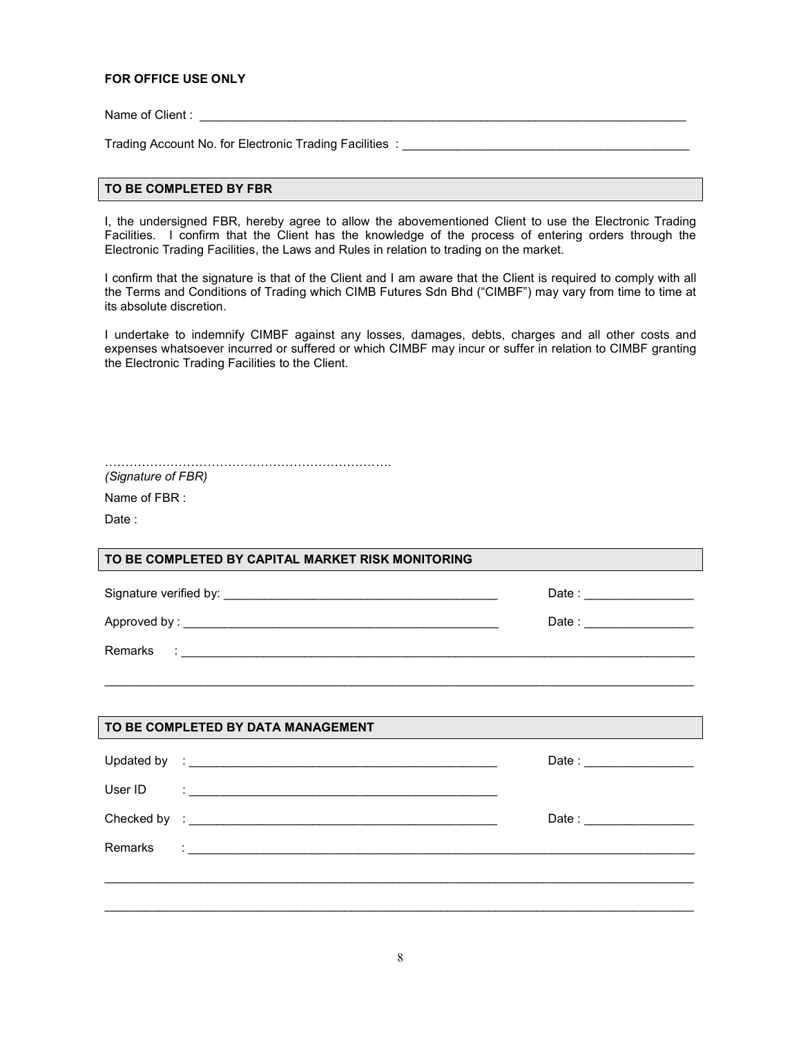**FOR OFFICE USE ONLY**

Name of Client : ___________________________________________________________________________

Trading Account No. for Electronic Trading Facilities : ___________________________________________

### TO BE COMPLETED BY FBR

I, the undersigned FBR, hereby agree to allow the abovementioned Client to use the Electronic Trading Facilities. I confirm that the Client has the knowledge of the process of entering orders through the Electronic Trading Facilities, the Laws and Rules in relation to trading on the market.

I confirm that the signature is that of the Client and I am aware that the Client is required to comply with all the Terms and Conditions of Trading which CIMB Futures Sdn Bhd ("CIMBF") may vary from time to time at its absolute discretion.

I undertake to indemnify CIMBF against any losses, damages, debts, charges and all other costs and expenses whatsoever incurred or suffered or which CIMBF may incur or suffer in relation to CIMBF granting the Electronic Trading Facilities to the Client.

…………………………………………………………….
*(Signature of FBR)*

Name of FBR :

Date :

### TO BE COMPLETED BY CAPITAL MARKET RISK MONITORING

Signature verified by: ________________________________________ Date : ________________

Approved by : _____________________________________________ Date : ________________

Remarks : ___________________________________________________________________________

_____________________________________________________________________________________

### TO BE COMPLETED BY DATA MANAGEMENT

Updated by : ____________________________________________ Date : ________________

User ID : ____________________________________________

Checked by : ____________________________________________ Date : ________________

Remarks : ___________________________________________________________________________

_____________________________________________________________________________________

_____________________________________________________________________________________